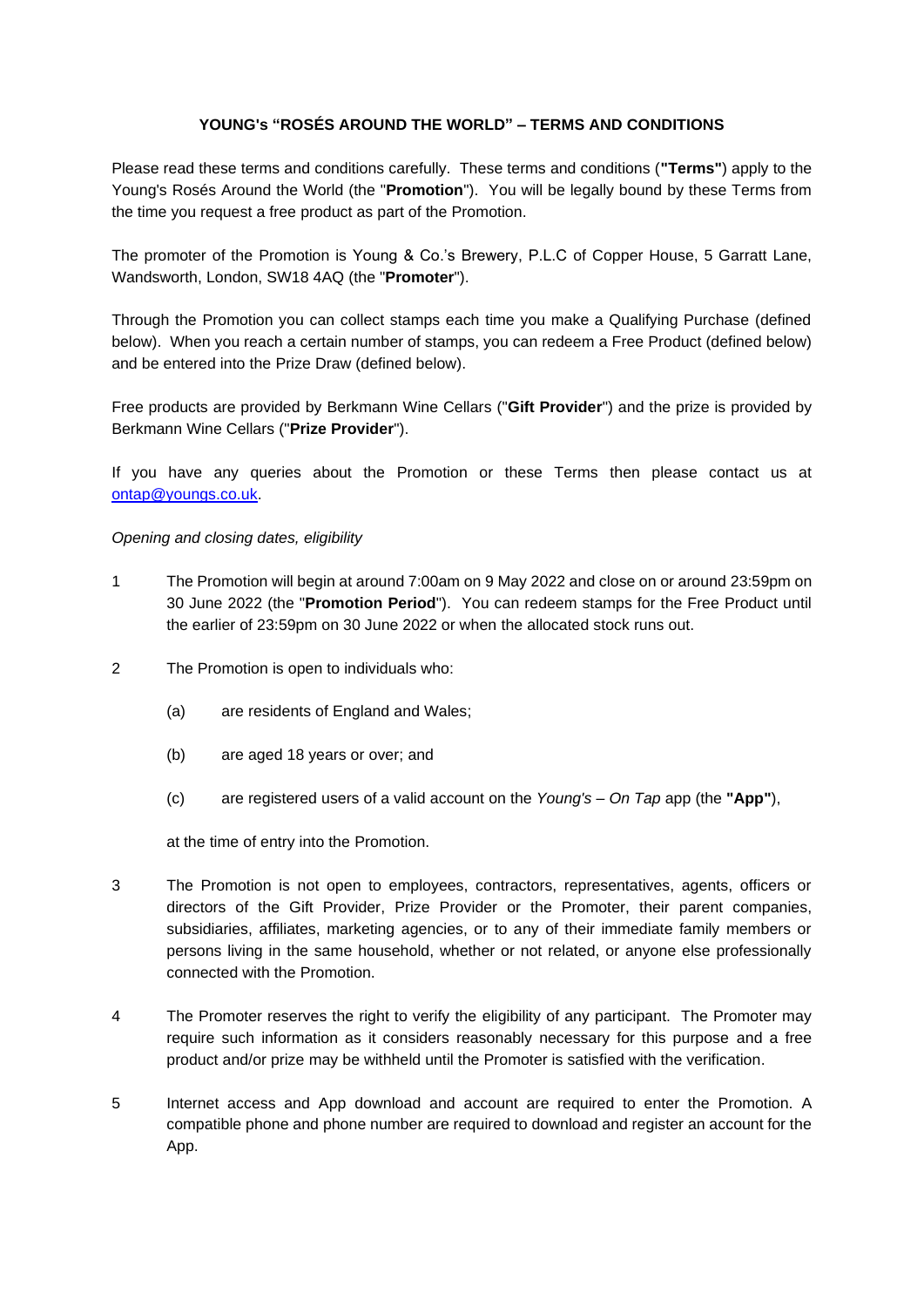# YOUNG's "ROSÉS AROUND THE WORLD" – TERMS AND CONDITIONS

Please read these terms and conditions carefully. These terms and conditions (**"Terms"**) apply to the Young's Rosés Around the World (the "**Promotion**"). You will be legally bound by these Terms from the time you request a free product as part of the Promotion.

The promoter of the Promotion is Young & Co.'s Brewery, P.L.C of Copper House, 5 Garratt Lane, Wandsworth, London, SW18 4AQ (the "**Promoter**").

Through the Promotion you can collect stamps each time you make a Qualifying Purchase (defined below). When you reach a certain number of stamps, you can redeem a Free Product (defined below) and be entered into the Prize Draw (defined below).

Free products are provided by Berkmann Wine Cellars ("**Gift Provider**") and the prize is provided by Berkmann Wine Cellars ("**Prize Provider**").

If you have any queries about the Promotion or these Terms then please contact us at [ontap@youngs.co.uk](mailto:ontap@youngs.co.uk).

*Opening and closing dates, eligibility*

1 The Promotion will begin at around 7:00am on 9 May 2022 and close on or around 23:59pm on 30 June 2022 (the "**Promotion Period**"). You can redeem stamps for the Free Product until the earlier of 23:59pm on 30 June 2022 or when the allocated stock runs out.

2 The Promotion is open to individuals who:

   (a) are residents of England and Wales;

   (b) are aged 18 years or over; and

   (c) are registered users of a valid account on the *Young's – On Tap* app (the **"App"**),

   at the time of entry into the Promotion.

3 The Promotion is not open to employees, contractors, representatives, agents, officers or directors of the Gift Provider, Prize Provider or the Promoter, their parent companies, subsidiaries, affiliates, marketing agencies, or to any of their immediate family members or persons living in the same household, whether or not related, or anyone else professionally connected with the Promotion.

4 The Promoter reserves the right to verify the eligibility of any participant. The Promoter may require such information as it considers reasonably necessary for this purpose and a free product and/or prize may be withheld until the Promoter is satisfied with the verification.

5 Internet access and App download and account are required to enter the Promotion. A compatible phone and phone number are required to download and register an account for the App.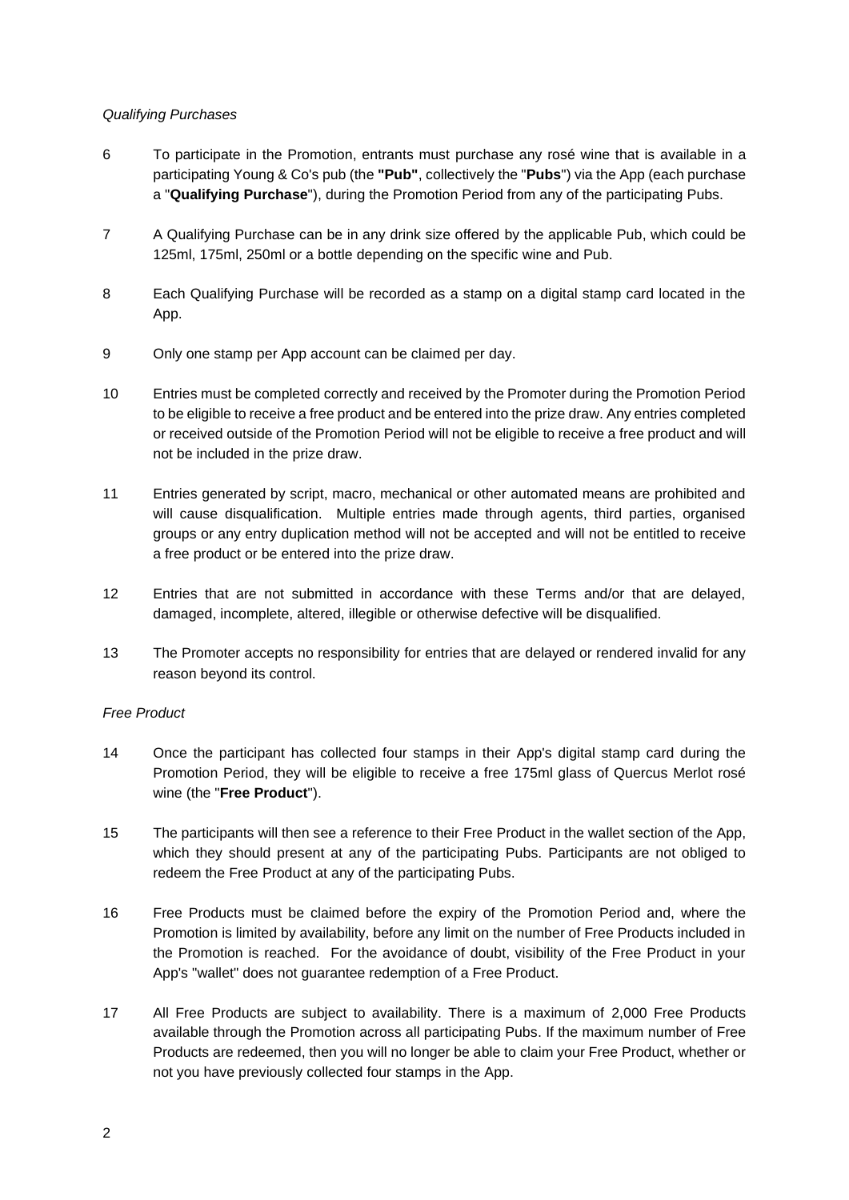*Qualifying Purchases*

6 To participate in the Promotion, entrants must purchase any rosé wine that is available in a participating Young & Co's pub (the **"Pub"**, collectively the "**Pubs**") via the App (each purchase a "**Qualifying Purchase**"), during the Promotion Period from any of the participating Pubs.

7 A Qualifying Purchase can be in any drink size offered by the applicable Pub, which could be 125ml, 175ml, 250ml or a bottle depending on the specific wine and Pub.

8 Each Qualifying Purchase will be recorded as a stamp on a digital stamp card located in the App.

9 Only one stamp per App account can be claimed per day.

10 Entries must be completed correctly and received by the Promoter during the Promotion Period to be eligible to receive a free product and be entered into the prize draw. Any entries completed or received outside of the Promotion Period will not be eligible to receive a free product and will not be included in the prize draw.

11 Entries generated by script, macro, mechanical or other automated means are prohibited and will cause disqualification. Multiple entries made through agents, third parties, organised groups or any entry duplication method will not be accepted and will not be entitled to receive a free product or be entered into the prize draw.

12 Entries that are not submitted in accordance with these Terms and/or that are delayed, damaged, incomplete, altered, illegible or otherwise defective will be disqualified.

13 The Promoter accepts no responsibility for entries that are delayed or rendered invalid for any reason beyond its control.

*Free Product*

14 Once the participant has collected four stamps in their App's digital stamp card during the Promotion Period, they will be eligible to receive a free 175ml glass of Quercus Merlot rosé wine (the "**Free Product**").

15 The participants will then see a reference to their Free Product in the wallet section of the App, which they should present at any of the participating Pubs. Participants are not obliged to redeem the Free Product at any of the participating Pubs.

16 Free Products must be claimed before the expiry of the Promotion Period and, where the Promotion is limited by availability, before any limit on the number of Free Products included in the Promotion is reached. For the avoidance of doubt, visibility of the Free Product in your App's "wallet" does not guarantee redemption of a Free Product.

17 All Free Products are subject to availability. There is a maximum of 2,000 Free Products available through the Promotion across all participating Pubs. If the maximum number of Free Products are redeemed, then you will no longer be able to claim your Free Product, whether or not you have previously collected four stamps in the App.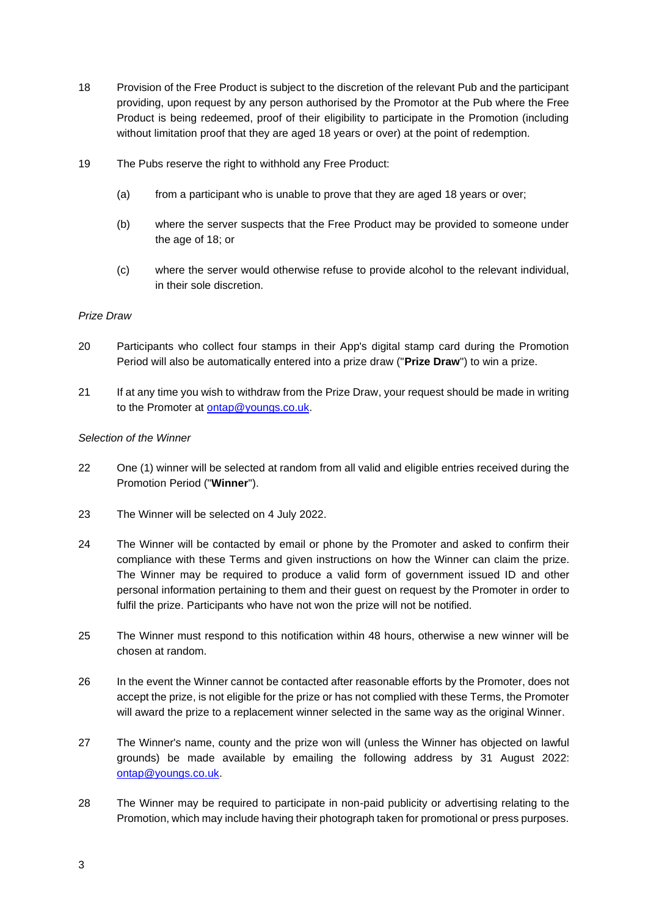18 Provision of the Free Product is subject to the discretion of the relevant Pub and the participant providing, upon request by any person authorised by the Promotor at the Pub where the Free Product is being redeemed, proof of their eligibility to participate in the Promotion (including without limitation proof that they are aged 18 years or over) at the point of redemption.

19 The Pubs reserve the right to withhold any Free Product:

(a) from a participant who is unable to prove that they are aged 18 years or over;

(b) where the server suspects that the Free Product may be provided to someone under the age of 18; or

(c) where the server would otherwise refuse to provide alcohol to the relevant individual, in their sole discretion.

*Prize Draw*

20 Participants who collect four stamps in their App's digital stamp card during the Promotion Period will also be automatically entered into a prize draw ("**Prize Draw**") to win a prize.

21 If at any time you wish to withdraw from the Prize Draw, your request should be made in writing to the Promoter at [ontap@youngs.co.uk](mailto:ontap@youngs.co.uk).

*Selection of the Winner*

22 One (1) winner will be selected at random from all valid and eligible entries received during the Promotion Period ("**Winner**").

23 The Winner will be selected on 4 July 2022.

24 The Winner will be contacted by email or phone by the Promoter and asked to confirm their compliance with these Terms and given instructions on how the Winner can claim the prize. The Winner may be required to produce a valid form of government issued ID and other personal information pertaining to them and their guest on request by the Promoter in order to fulfil the prize. Participants who have not won the prize will not be notified.

25 The Winner must respond to this notification within 48 hours, otherwise a new winner will be chosen at random.

26 In the event the Winner cannot be contacted after reasonable efforts by the Promoter, does not accept the prize, is not eligible for the prize or has not complied with these Terms, the Promoter will award the prize to a replacement winner selected in the same way as the original Winner.

27 The Winner's name, county and the prize won will (unless the Winner has objected on lawful grounds) be made available by emailing the following address by 31 August 2022: [ontap@youngs.co.uk](mailto:ontap@youngs.co.uk).

28 The Winner may be required to participate in non-paid publicity or advertising relating to the Promotion, which may include having their photograph taken for promotional or press purposes.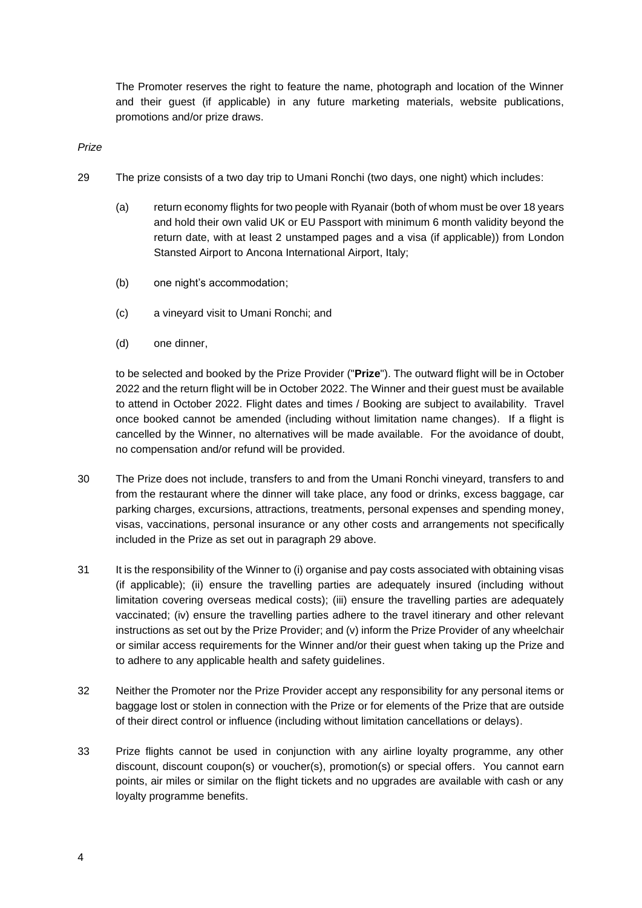The Promoter reserves the right to feature the name, photograph and location of the Winner and their guest (if applicable) in any future marketing materials, website publications, promotions and/or prize draws.

*Prize*

29 The prize consists of a two day trip to Umani Ronchi (two days, one night) which includes:

(a) return economy flights for two people with Ryanair (both of whom must be over 18 years and hold their own valid UK or EU Passport with minimum 6 month validity beyond the return date, with at least 2 unstamped pages and a visa (if applicable)) from London Stansted Airport to Ancona International Airport, Italy;

(b) one night's accommodation;

(c) a vineyard visit to Umani Ronchi; and

(d) one dinner,

to be selected and booked by the Prize Provider ("**Prize**"). The outward flight will be in October 2022 and the return flight will be in October 2022. The Winner and their guest must be available to attend in October 2022. Flight dates and times / Booking are subject to availability. Travel once booked cannot be amended (including without limitation name changes). If a flight is cancelled by the Winner, no alternatives will be made available. For the avoidance of doubt, no compensation and/or refund will be provided.

30 The Prize does not include, transfers to and from the Umani Ronchi vineyard, transfers to and from the restaurant where the dinner will take place, any food or drinks, excess baggage, car parking charges, excursions, attractions, treatments, personal expenses and spending money, visas, vaccinations, personal insurance or any other costs and arrangements not specifically included in the Prize as set out in paragraph 29 above.

31 It is the responsibility of the Winner to (i) organise and pay costs associated with obtaining visas (if applicable); (ii) ensure the travelling parties are adequately insured (including without limitation covering overseas medical costs); (iii) ensure the travelling parties are adequately vaccinated; (iv) ensure the travelling parties adhere to the travel itinerary and other relevant instructions as set out by the Prize Provider; and (v) inform the Prize Provider of any wheelchair or similar access requirements for the Winner and/or their guest when taking up the Prize and to adhere to any applicable health and safety guidelines.

32 Neither the Promoter nor the Prize Provider accept any responsibility for any personal items or baggage lost or stolen in connection with the Prize or for elements of the Prize that are outside of their direct control or influence (including without limitation cancellations or delays).

33 Prize flights cannot be used in conjunction with any airline loyalty programme, any other discount, discount coupon(s) or voucher(s), promotion(s) or special offers. You cannot earn points, air miles or similar on the flight tickets and no upgrades are available with cash or any loyalty programme benefits.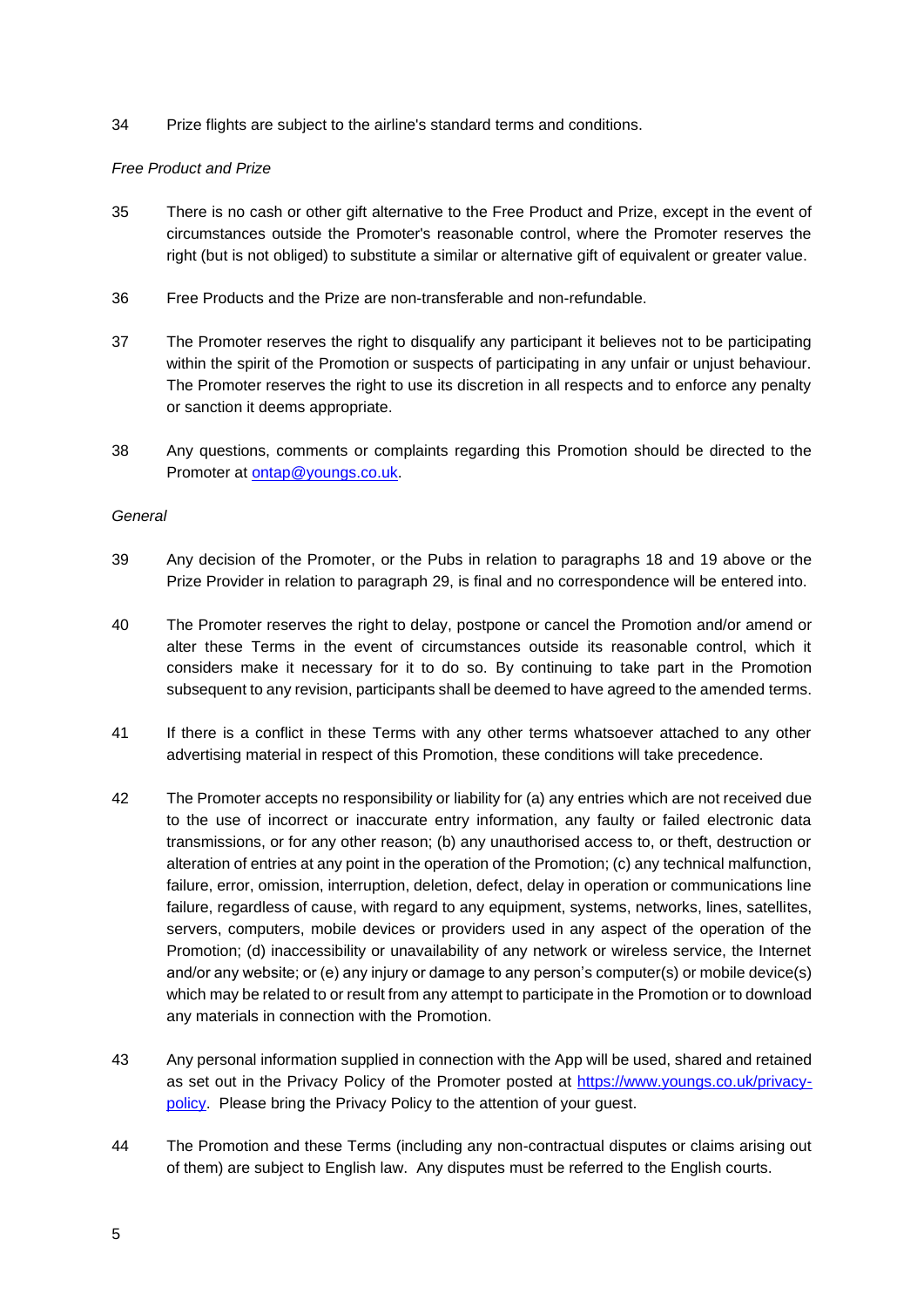34 Prize flights are subject to the airline's standard terms and conditions.

*Free Product and Prize*

35 There is no cash or other gift alternative to the Free Product and Prize, except in the event of circumstances outside the Promoter's reasonable control, where the Promoter reserves the right (but is not obliged) to substitute a similar or alternative gift of equivalent or greater value.

36 Free Products and the Prize are non-transferable and non-refundable.

37 The Promoter reserves the right to disqualify any participant it believes not to be participating within the spirit of the Promotion or suspects of participating in any unfair or unjust behaviour. The Promoter reserves the right to use its discretion in all respects and to enforce any penalty or sanction it deems appropriate.

38 Any questions, comments or complaints regarding this Promotion should be directed to the Promoter at [ontap@youngs.co.uk](mailto:ontap@youngs.co.uk).

*General*

39 Any decision of the Promoter, or the Pubs in relation to paragraphs 18 and 19 above or the Prize Provider in relation to paragraph 29, is final and no correspondence will be entered into.

40 The Promoter reserves the right to delay, postpone or cancel the Promotion and/or amend or alter these Terms in the event of circumstances outside its reasonable control, which it considers make it necessary for it to do so. By continuing to take part in the Promotion subsequent to any revision, participants shall be deemed to have agreed to the amended terms.

41 If there is a conflict in these Terms with any other terms whatsoever attached to any other advertising material in respect of this Promotion, these conditions will take precedence.

42 The Promoter accepts no responsibility or liability for (a) any entries which are not received due to the use of incorrect or inaccurate entry information, any faulty or failed electronic data transmissions, or for any other reason; (b) any unauthorised access to, or theft, destruction or alteration of entries at any point in the operation of the Promotion; (c) any technical malfunction, failure, error, omission, interruption, deletion, defect, delay in operation or communications line failure, regardless of cause, with regard to any equipment, systems, networks, lines, satellites, servers, computers, mobile devices or providers used in any aspect of the operation of the Promotion; (d) inaccessibility or unavailability of any network or wireless service, the Internet and/or any website; or (e) any injury or damage to any person's computer(s) or mobile device(s) which may be related to or result from any attempt to participate in the Promotion or to download any materials in connection with the Promotion.

43 Any personal information supplied in connection with the App will be used, shared and retained as set out in the Privacy Policy of the Promoter posted at [https://www.youngs.co.uk/privacy-policy](https://www.youngs.co.uk/privacy-policy). Please bring the Privacy Policy to the attention of your guest.

44 The Promotion and these Terms (including any non-contractual disputes or claims arising out of them) are subject to English law. Any disputes must be referred to the English courts.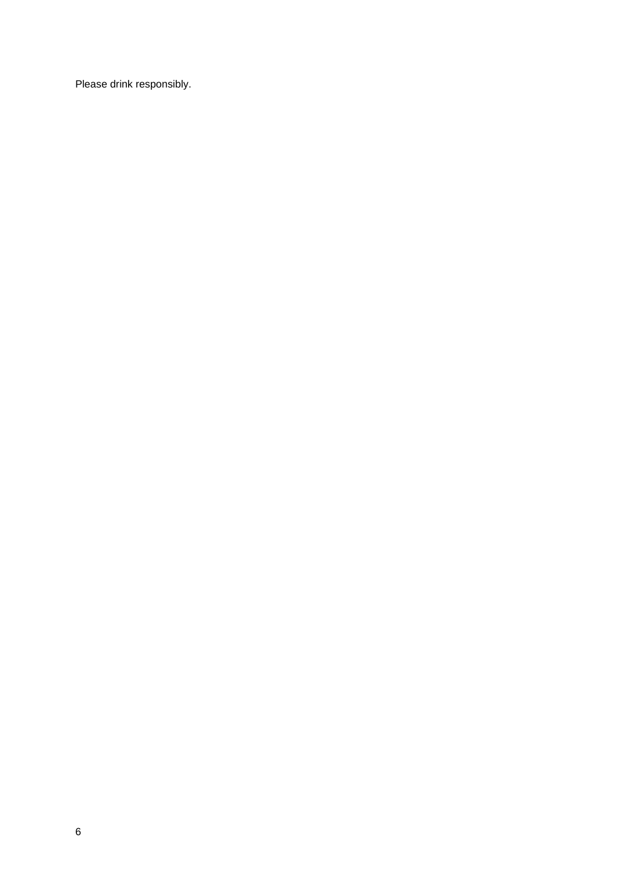Please drink responsibly.